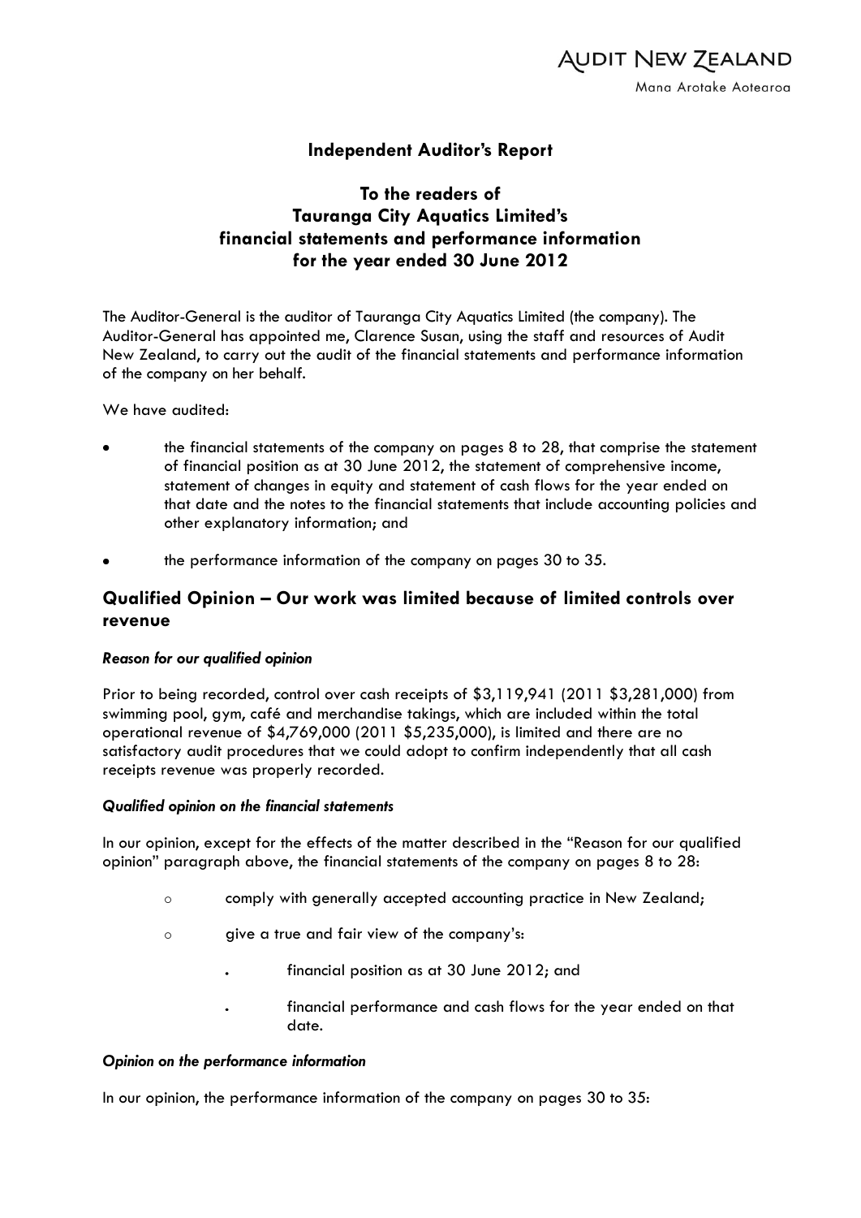Audit New Zealand

Mana Arotake Aotearoa

# Independent Auditor's Report

## To the readers of Tauranga City Aquatics Limited's financial statements and performance information for the year ended 30 June 2012

The Auditor-General is the auditor of Tauranga City Aquatics Limited (the company). The Auditor-General has appointed me, Clarence Susan, using the staff and resources of Audit New Zealand, to carry out the audit of the financial statements and performance information of the company on her behalf.

We have audited:

- the financial statements of the company on pages 8 to 28, that comprise the statement of financial position as at 30 June 2012, the statement of comprehensive income, statement of changes in equity and statement of cash flows for the year ended on that date and the notes to the financial statements that include accounting policies and other explanatory information; and
- the performance information of the company on pages 30 to 35.

## Qualified Opinion – Our work was limited because of limited controls over revenue

### *Reason for our qualified opinion*

Prior to being recorded, control over cash receipts of $3,119,941 (2011 $3,281,000) from swimming pool, gym, café and merchandise takings, which are included within the total operational revenue of $4,769,000 (2011 $5,235,000), is limited and there are no satisfactory audit procedures that we could adopt to confirm independently that all cash receipts revenue was properly recorded.

### *Qualified opinion on the financial statements*

In our opinion, except for the effects of the matter described in the "Reason for our qualified opinion" paragraph above, the financial statements of the company on pages 8 to 28:

- comply with generally accepted accounting practice in New Zealand;
- give a true and fair view of the company's:
  - financial position as at 30 June 2012; and
  - financial performance and cash flows for the year ended on that date.

### *Opinion on the performance information*

In our opinion, the performance information of the company on pages 30 to 35: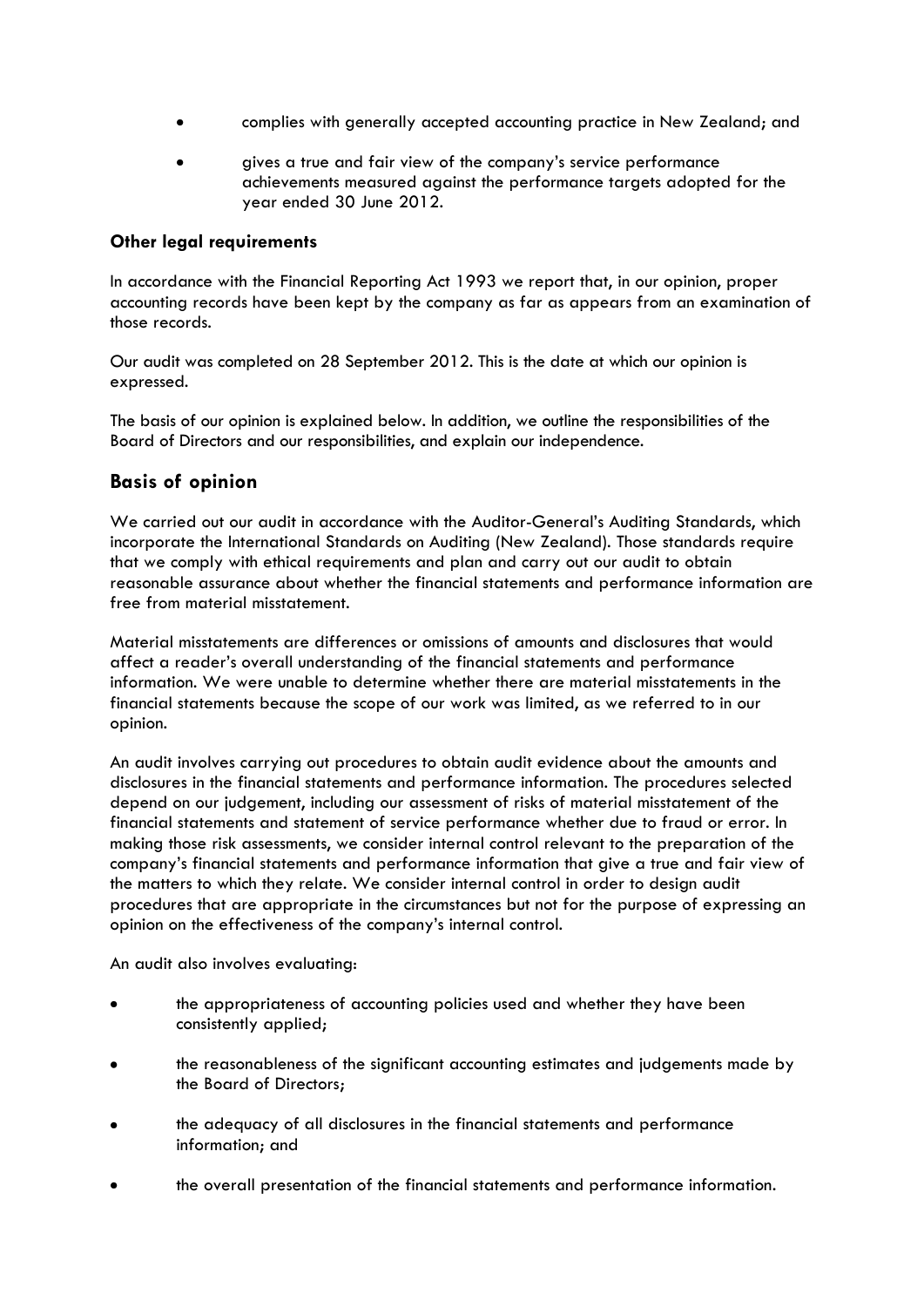- complies with generally accepted accounting practice in New Zealand; and
- gives a true and fair view of the company's service performance achievements measured against the performance targets adopted for the year ended 30 June 2012.

### Other legal requirements

In accordance with the Financial Reporting Act 1993 we report that, in our opinion, proper accounting records have been kept by the company as far as appears from an examination of those records.

Our audit was completed on 28 September 2012. This is the date at which our opinion is expressed.

The basis of our opinion is explained below. In addition, we outline the responsibilities of the Board of Directors and our responsibilities, and explain our independence.

## Basis of opinion

We carried out our audit in accordance with the Auditor-General's Auditing Standards, which incorporate the International Standards on Auditing (New Zealand). Those standards require that we comply with ethical requirements and plan and carry out our audit to obtain reasonable assurance about whether the financial statements and performance information are free from material misstatement.

Material misstatements are differences or omissions of amounts and disclosures that would affect a reader's overall understanding of the financial statements and performance information. We were unable to determine whether there are material misstatements in the financial statements because the scope of our work was limited, as we referred to in our opinion.

An audit involves carrying out procedures to obtain audit evidence about the amounts and disclosures in the financial statements and performance information. The procedures selected depend on our judgement, including our assessment of risks of material misstatement of the financial statements and statement of service performance whether due to fraud or error. In making those risk assessments, we consider internal control relevant to the preparation of the company's financial statements and performance information that give a true and fair view of the matters to which they relate. We consider internal control in order to design audit procedures that are appropriate in the circumstances but not for the purpose of expressing an opinion on the effectiveness of the company's internal control.

An audit also involves evaluating:

- the appropriateness of accounting policies used and whether they have been consistently applied;
- the reasonableness of the significant accounting estimates and judgements made by the Board of Directors;
- the adequacy of all disclosures in the financial statements and performance information; and
- the overall presentation of the financial statements and performance information.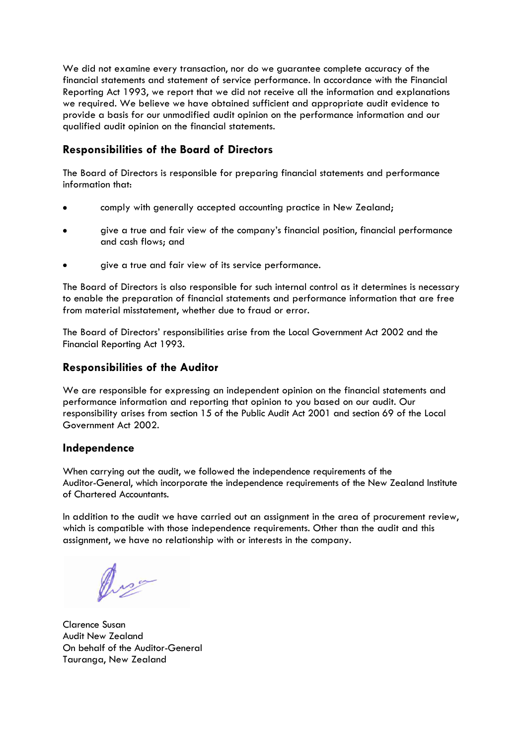We did not examine every transaction, nor do we guarantee complete accuracy of the financial statements and statement of service performance. In accordance with the Financial Reporting Act 1993, we report that we did not receive all the information and explanations we required. We believe we have obtained sufficient and appropriate audit evidence to provide a basis for our unmodified audit opinion on the performance information and our qualified audit opinion on the financial statements.

## Responsibilities of the Board of Directors

The Board of Directors is responsible for preparing financial statements and performance information that:

- comply with generally accepted accounting practice in New Zealand;
- give a true and fair view of the company's financial position, financial performance and cash flows; and
- give a true and fair view of its service performance.

The Board of Directors is also responsible for such internal control as it determines is necessary to enable the preparation of financial statements and performance information that are free from material misstatement, whether due to fraud or error.

The Board of Directors' responsibilities arise from the Local Government Act 2002 and the Financial Reporting Act 1993.

## Responsibilities of the Auditor

We are responsible for expressing an independent opinion on the financial statements and performance information and reporting that opinion to you based on our audit. Our responsibility arises from section 15 of the Public Audit Act 2001 and section 69 of the Local Government Act 2002.

## Independence

When carrying out the audit, we followed the independence requirements of the Auditor-General, which incorporate the independence requirements of the New Zealand Institute of Chartered Accountants.

In addition to the audit we have carried out an assignment in the area of procurement review, which is compatible with those independence requirements. Other than the audit and this assignment, we have no relationship with or interests in the company.

Clarence Susan
Audit New Zealand
On behalf of the Auditor-General
Tauranga, New Zealand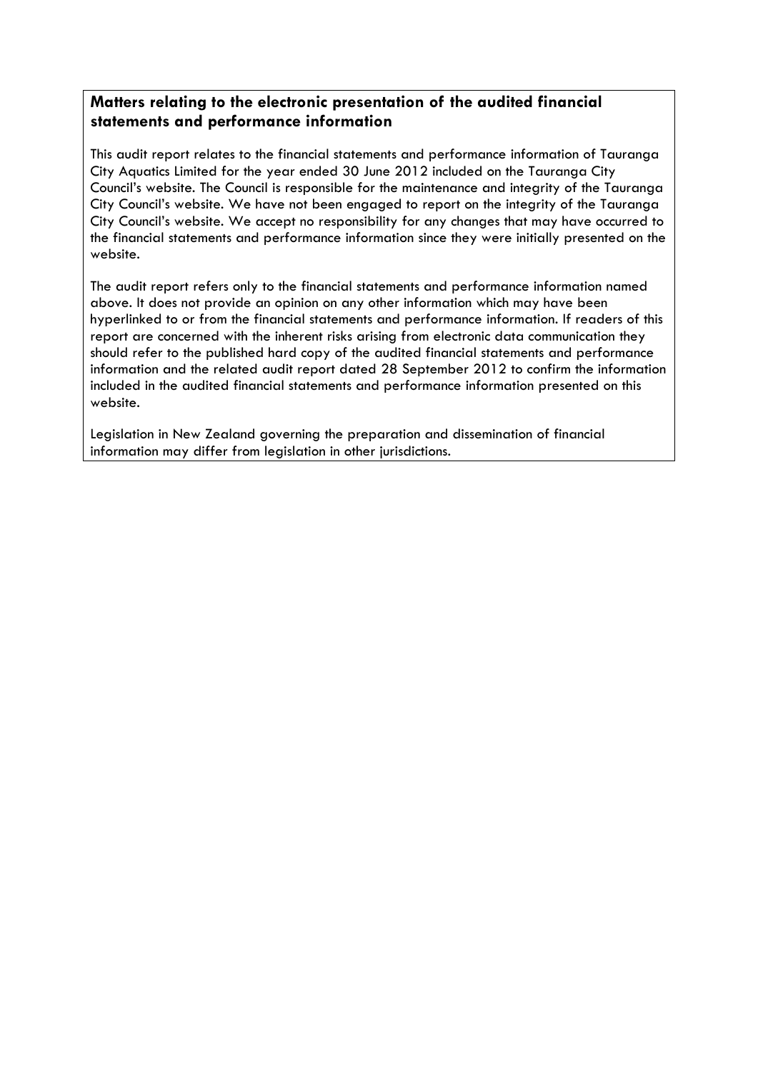### Matters relating to the electronic presentation of the audited financial statements and performance information

This audit report relates to the financial statements and performance information of Tauranga City Aquatics Limited for the year ended 30 June 2012 included on the Tauranga City Council's website. The Council is responsible for the maintenance and integrity of the Tauranga City Council's website. We have not been engaged to report on the integrity of the Tauranga City Council's website. We accept no responsibility for any changes that may have occurred to the financial statements and performance information since they were initially presented on the website.

The audit report refers only to the financial statements and performance information named above. It does not provide an opinion on any other information which may have been hyperlinked to or from the financial statements and performance information. If readers of this report are concerned with the inherent risks arising from electronic data communication they should refer to the published hard copy of the audited financial statements and performance information and the related audit report dated 28 September 2012 to confirm the information included in the audited financial statements and performance information presented on this website.

Legislation in New Zealand governing the preparation and dissemination of financial information may differ from legislation in other jurisdictions.